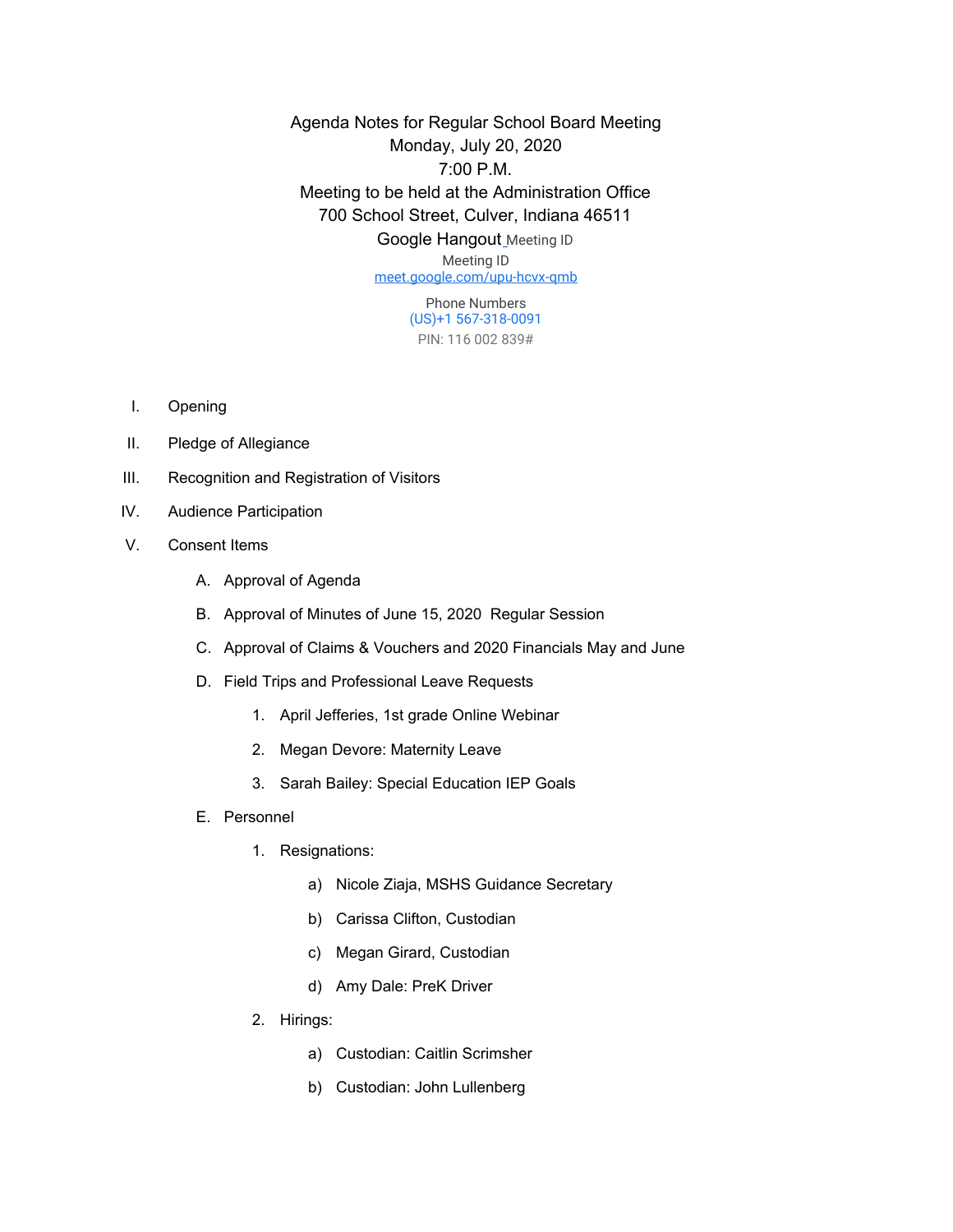Agenda Notes for Regular School Board Meeting
Monday, July 20, 2020
7:00 P.M.
Meeting to be held at the Administration Office
700 School Street, Culver, Indiana 46511
Google Hangout Meeting ID
Meeting ID
meet.google.com/upu-hcvx-qmb

Phone Numbers
(US)+1 567-318-0091
PIN: 116 002 839#

I. Opening

II. Pledge of Allegiance

III. Recognition and Registration of Visitors

IV. Audience Participation

V. Consent Items

   A. Approval of Agenda

   B. Approval of Minutes of June 15, 2020 Regular Session

   C. Approval of Claims & Vouchers and 2020 Financials May and June

   D. Field Trips and Professional Leave Requests

      1. April Jefferies, 1st grade Online Webinar

      2. Megan Devore: Maternity Leave

      3. Sarah Bailey: Special Education IEP Goals

   E. Personnel

      1. Resignations:

         a) Nicole Ziaja, MSHS Guidance Secretary

         b) Carissa Clifton, Custodian

         c) Megan Girard, Custodian

         d) Amy Dale: PreK Driver

      2. Hirings:

         a) Custodian: Caitlin Scrimsher

         b) Custodian: John Lullenberg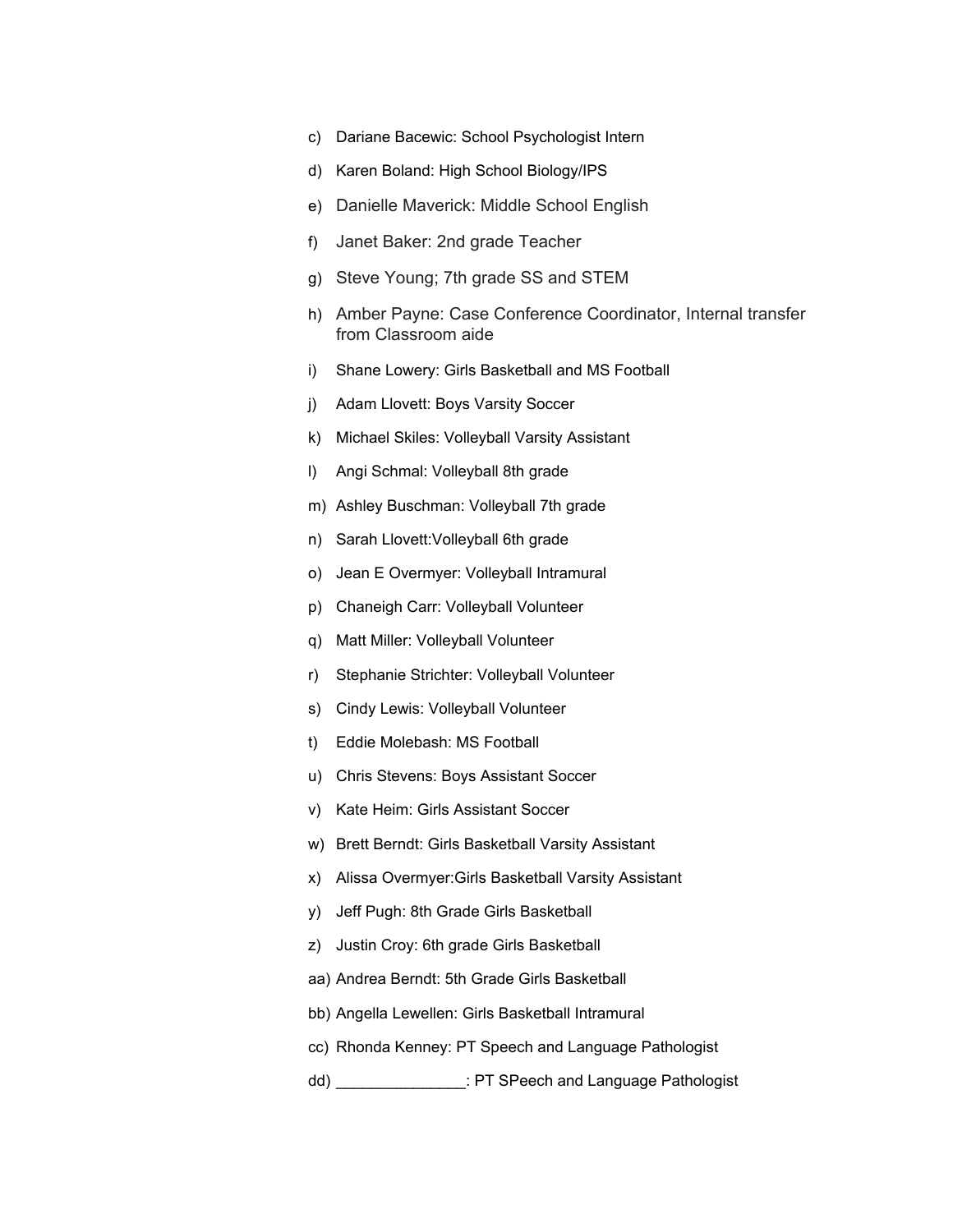c) Dariane Bacewic: School Psychologist Intern

d) Karen Boland: High School Biology/IPS

e) Danielle Maverick: Middle School English

f) Janet Baker: 2nd grade Teacher

g) Steve Young; 7th grade SS and STEM

h) Amber Payne: Case Conference Coordinator, Internal transfer from Classroom aide

i) Shane Lowery: Girls Basketball and MS Football

j) Adam Llovett: Boys Varsity Soccer

k) Michael Skiles: Volleyball Varsity Assistant

l) Angi Schmal: Volleyball 8th grade

m) Ashley Buschman: Volleyball 7th grade

n) Sarah Llovett:Volleyball 6th grade

o) Jean E Overmyer: Volleyball Intramural

p) Chaneigh Carr: Volleyball Volunteer

q) Matt Miller: Volleyball Volunteer

r) Stephanie Strichter: Volleyball Volunteer

s) Cindy Lewis: Volleyball Volunteer

t) Eddie Molebash: MS Football

u) Chris Stevens: Boys Assistant Soccer

v) Kate Heim: Girls Assistant Soccer

w) Brett Berndt: Girls Basketball Varsity Assistant

x) Alissa Overmyer:Girls Basketball Varsity Assistant

y) Jeff Pugh: 8th Grade Girls Basketball

z) Justin Croy: 6th grade Girls Basketball

aa) Andrea Berndt: 5th Grade Girls Basketball

bb) Angella Lewellen: Girls Basketball Intramural

cc) Rhonda Kenney: PT Speech and Language Pathologist

dd) _______________: PT SPeech and Language Pathologist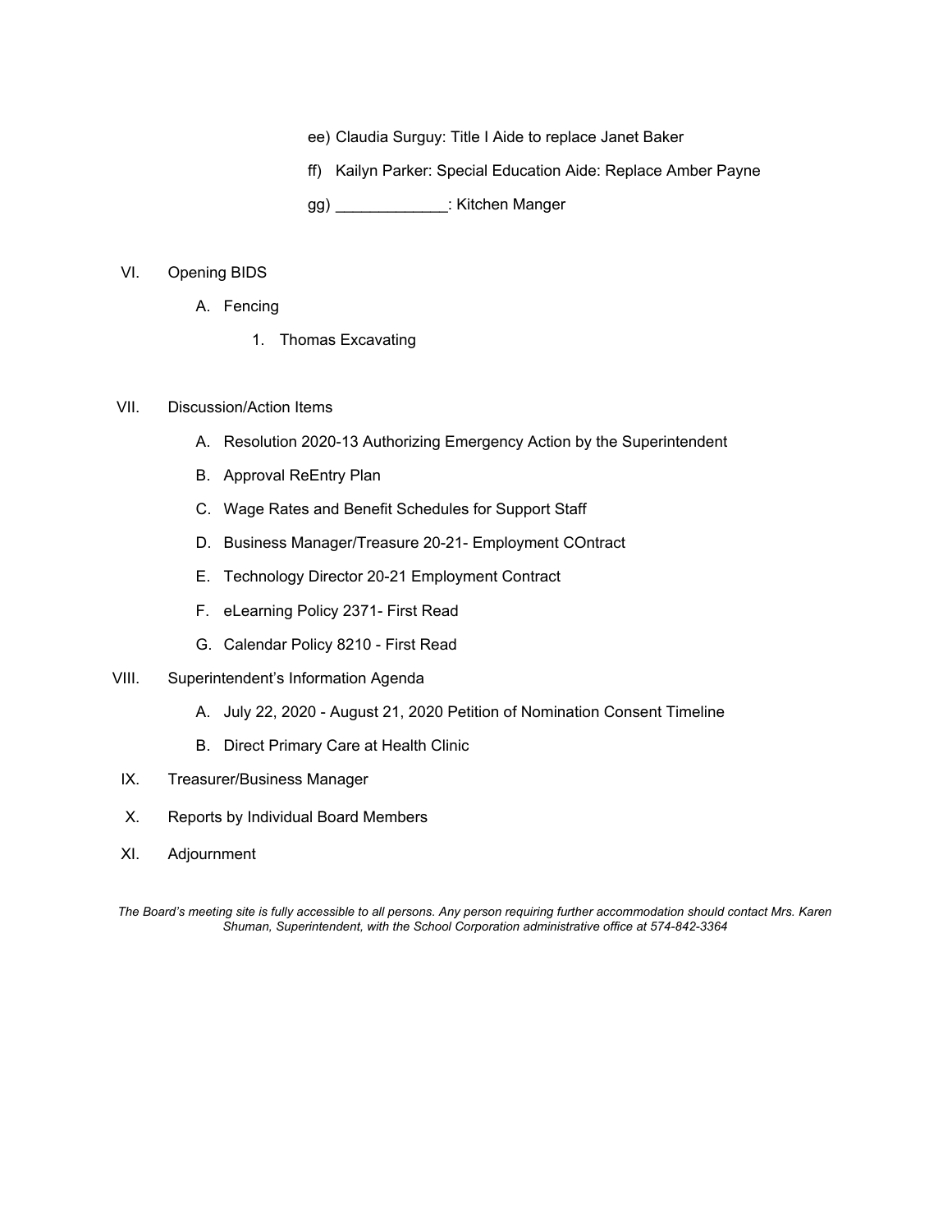ee) Claudia Surguy: Title I Aide to replace Janet Baker

ff) Kailyn Parker: Special Education Aide: Replace Amber Payne

gg) _____________: Kitchen Manger

VI. Opening BIDS

A. Fencing

1. Thomas Excavating

VII. Discussion/Action Items

A. Resolution 2020-13 Authorizing Emergency Action by the Superintendent

B. Approval ReEntry Plan

C. Wage Rates and Benefit Schedules for Support Staff

D. Business Manager/Treasure 20-21- Employment COntract

E. Technology Director 20-21 Employment Contract

F. eLearning Policy 2371- First Read

G. Calendar Policy 8210 - First Read

VIII. Superintendent's Information Agenda

A. July 22, 2020 - August 21, 2020 Petition of Nomination Consent Timeline

B. Direct Primary Care at Health Clinic

IX. Treasurer/Business Manager

X. Reports by Individual Board Members

XI. Adjournment

*The Board's meeting site is fully accessible to all persons. Any person requiring further accommodation should contact Mrs. Karen Shuman, Superintendent, with the School Corporation administrative office at 574-842-3364*